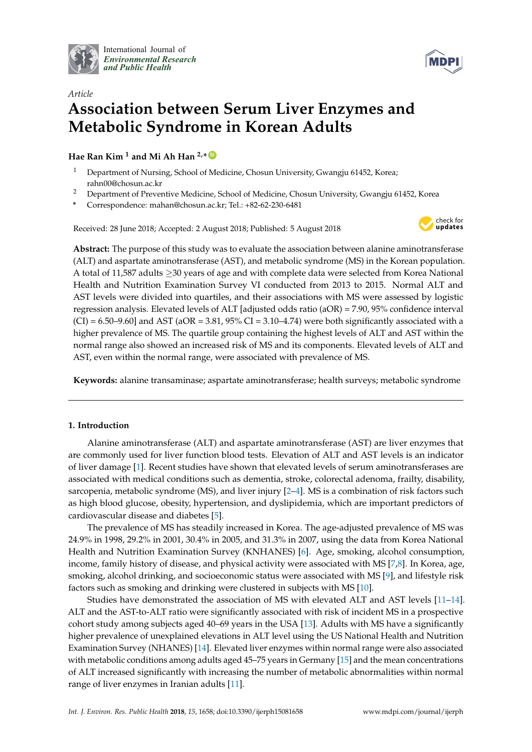International Journal of *Environmental Research and Public Health*

*Article*

# Association between Serum Liver Enzymes and Metabolic Syndrome in Korean Adults

**Hae Ran Kim [1] and Mi Ah Han [2,*]**

[1] Department of Nursing, School of Medicine, Chosun University, Gwangju 61452, Korea; rahn00@chosun.ac.kr

[2] Department of Preventive Medicine, School of Medicine, Chosun University, Gwangju 61452, Korea

\* Correspondence: mahan@chosun.ac.kr; Tel.: +82-62-230-6481

Received: 28 June 2018; Accepted: 2 August 2018; Published: 5 August 2018

**Abstract:** The purpose of this study was to evaluate the association between alanine aminotransferase (ALT) and aspartate aminotransferase (AST), and metabolic syndrome (MS) in the Korean population. A total of 11,587 adults ≥30 years of age and with complete data were selected from Korea National Health and Nutrition Examination Survey VI conducted from 2013 to 2015. Normal ALT and AST levels were divided into quartiles, and their associations with MS were assessed by logistic regression analysis. Elevated levels of ALT [adjusted odds ratio (aOR) = 7.90, 95% confidence interval (CI) = 6.50–9.60] and AST (aOR = 3.81, 95% CI = 3.10–4.74) were both significantly associated with a higher prevalence of MS. The quartile group containing the highest levels of ALT and AST within the normal range also showed an increased risk of MS and its components. Elevated levels of ALT and AST, even within the normal range, were associated with prevalence of MS.

**Keywords:** alanine transaminase; aspartate aminotransferase; health surveys; metabolic syndrome

## 1. Introduction

Alanine aminotransferase (ALT) and aspartate aminotransferase (AST) are liver enzymes that are commonly used for liver function blood tests. Elevation of ALT and AST levels is an indicator of liver damage [1]. Recent studies have shown that elevated levels of serum aminotransferases are associated with medical conditions such as dementia, stroke, colorectal adenoma, frailty, disability, sarcopenia, metabolic syndrome (MS), and liver injury [2–4]. MS is a combination of risk factors such as high blood glucose, obesity, hypertension, and dyslipidemia, which are important predictors of cardiovascular disease and diabetes [5].

The prevalence of MS has steadily increased in Korea. The age-adjusted prevalence of MS was 24.9% in 1998, 29.2% in 2001, 30.4% in 2005, and 31.3% in 2007, using the data from Korea National Health and Nutrition Examination Survey (KNHANES) [6]. Age, smoking, alcohol consumption, income, family history of disease, and physical activity were associated with MS [7,8]. In Korea, age, smoking, alcohol drinking, and socioeconomic status were associated with MS [9], and lifestyle risk factors such as smoking and drinking were clustered in subjects with MS [10].

Studies have demonstrated the association of MS with elevated ALT and AST levels [11–14]. ALT and the AST-to-ALT ratio were significantly associated with risk of incident MS in a prospective cohort study among subjects aged 40–69 years in the USA [13]. Adults with MS have a significantly higher prevalence of unexplained elevations in ALT level using the US National Health and Nutrition Examination Survey (NHANES) [14]. Elevated liver enzymes within normal range were also associated with metabolic conditions among adults aged 45–75 years in Germany [15] and the mean concentrations of ALT increased significantly with increasing the number of metabolic abnormalities within normal range of liver enzymes in Iranian adults [11].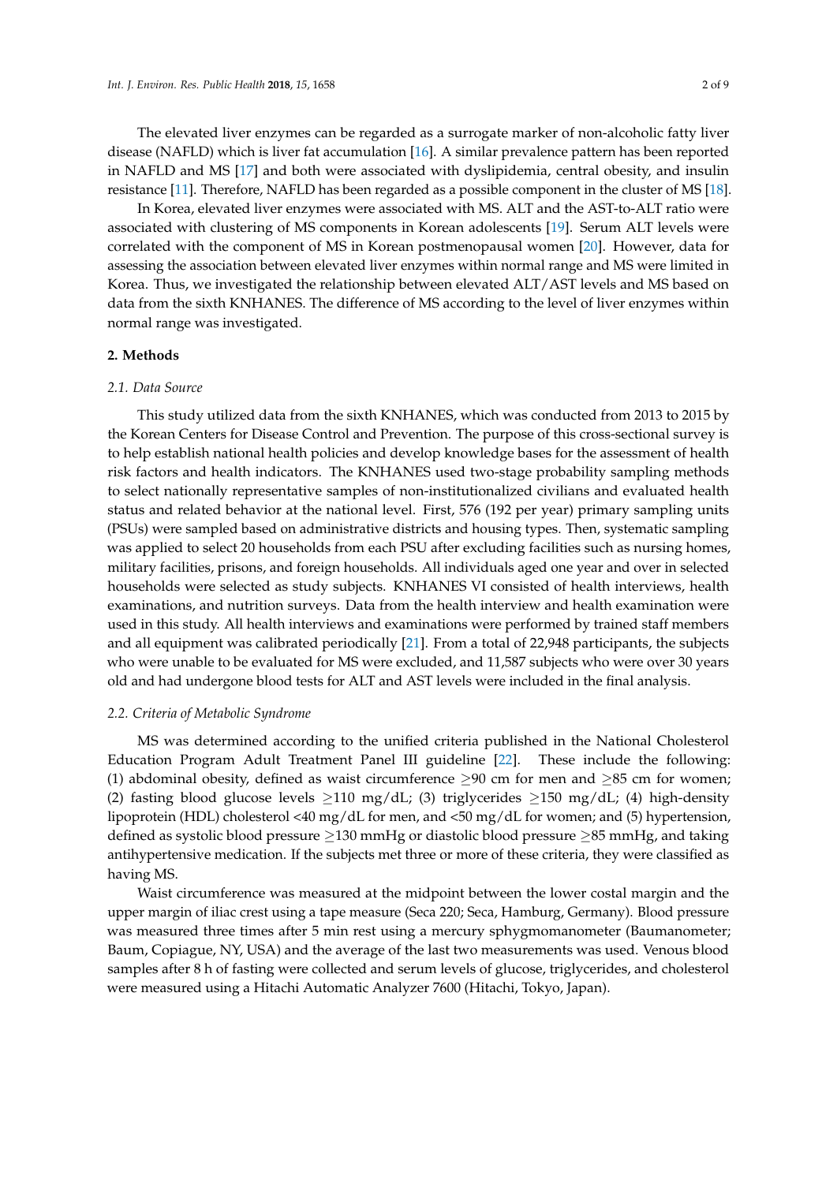The elevated liver enzymes can be regarded as a surrogate marker of non-alcoholic fatty liver disease (NAFLD) which is liver fat accumulation [16]. A similar prevalence pattern has been reported in NAFLD and MS [17] and both were associated with dyslipidemia, central obesity, and insulin resistance [11]. Therefore, NAFLD has been regarded as a possible component in the cluster of MS [18].

In Korea, elevated liver enzymes were associated with MS. ALT and the AST-to-ALT ratio were associated with clustering of MS components in Korean adolescents [19]. Serum ALT levels were correlated with the component of MS in Korean postmenopausal women [20]. However, data for assessing the association between elevated liver enzymes within normal range and MS were limited in Korea. Thus, we investigated the relationship between elevated ALT/AST levels and MS based on data from the sixth KNHANES. The difference of MS according to the level of liver enzymes within normal range was investigated.

## 2. Methods

### 2.1. Data Source

This study utilized data from the sixth KNHANES, which was conducted from 2013 to 2015 by the Korean Centers for Disease Control and Prevention. The purpose of this cross-sectional survey is to help establish national health policies and develop knowledge bases for the assessment of health risk factors and health indicators. The KNHANES used two-stage probability sampling methods to select nationally representative samples of non-institutionalized civilians and evaluated health status and related behavior at the national level. First, 576 (192 per year) primary sampling units (PSUs) were sampled based on administrative districts and housing types. Then, systematic sampling was applied to select 20 households from each PSU after excluding facilities such as nursing homes, military facilities, prisons, and foreign households. All individuals aged one year and over in selected households were selected as study subjects. KNHANES VI consisted of health interviews, health examinations, and nutrition surveys. Data from the health interview and health examination were used in this study. All health interviews and examinations were performed by trained staff members and all equipment was calibrated periodically [21]. From a total of 22,948 participants, the subjects who were unable to be evaluated for MS were excluded, and 11,587 subjects who were over 30 years old and had undergone blood tests for ALT and AST levels were included in the final analysis.

### 2.2. Criteria of Metabolic Syndrome

MS was determined according to the unified criteria published in the National Cholesterol Education Program Adult Treatment Panel III guideline [22]. These include the following: (1) abdominal obesity, defined as waist circumference ≥90 cm for men and ≥85 cm for women; (2) fasting blood glucose levels ≥110 mg/dL; (3) triglycerides ≥150 mg/dL; (4) high-density lipoprotein (HDL) cholesterol <40 mg/dL for men, and <50 mg/dL for women; and (5) hypertension, defined as systolic blood pressure ≥130 mmHg or diastolic blood pressure ≥85 mmHg, and taking antihypertensive medication. If the subjects met three or more of these criteria, they were classified as having MS.

Waist circumference was measured at the midpoint between the lower costal margin and the upper margin of iliac crest using a tape measure (Seca 220; Seca, Hamburg, Germany). Blood pressure was measured three times after 5 min rest using a mercury sphygmomanometer (Baumanometer; Baum, Copiague, NY, USA) and the average of the last two measurements was used. Venous blood samples after 8 h of fasting were collected and serum levels of glucose, triglycerides, and cholesterol were measured using a Hitachi Automatic Analyzer 7600 (Hitachi, Tokyo, Japan).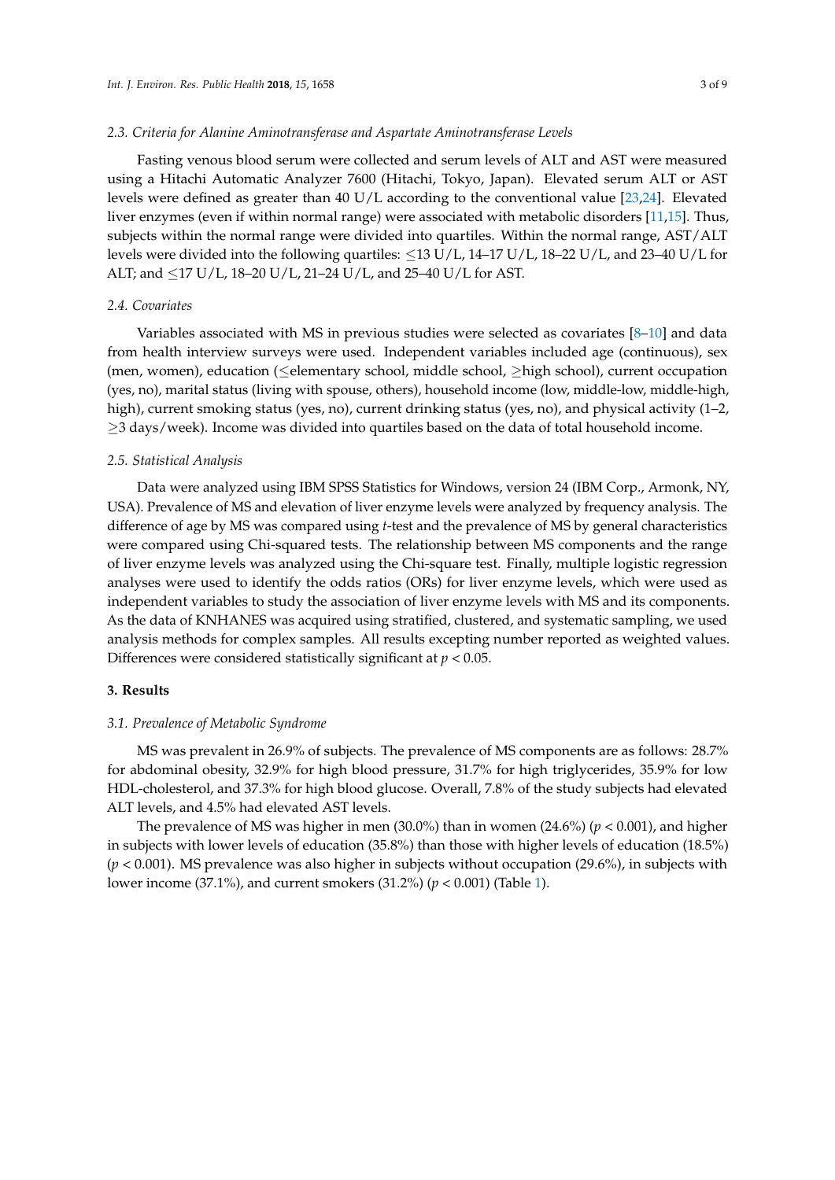### 2.3. Criteria for Alanine Aminotransferase and Aspartate Aminotransferase Levels

Fasting venous blood serum were collected and serum levels of ALT and AST were measured using a Hitachi Automatic Analyzer 7600 (Hitachi, Tokyo, Japan). Elevated serum ALT or AST levels were defined as greater than 40 U/L according to the conventional value [23,24]. Elevated liver enzymes (even if within normal range) were associated with metabolic disorders [11,15]. Thus, subjects within the normal range were divided into quartiles. Within the normal range, AST/ALT levels were divided into the following quartiles: ≤13 U/L, 14–17 U/L, 18–22 U/L, and 23–40 U/L for ALT; and ≤17 U/L, 18–20 U/L, 21–24 U/L, and 25–40 U/L for AST.

### 2.4. Covariates

Variables associated with MS in previous studies were selected as covariates [8–10] and data from health interview surveys were used. Independent variables included age (continuous), sex (men, women), education (≤elementary school, middle school, ≥high school), current occupation (yes, no), marital status (living with spouse, others), household income (low, middle-low, middle-high, high), current smoking status (yes, no), current drinking status (yes, no), and physical activity (1–2, ≥3 days/week). Income was divided into quartiles based on the data of total household income.

### 2.5. Statistical Analysis

Data were analyzed using IBM SPSS Statistics for Windows, version 24 (IBM Corp., Armonk, NY, USA). Prevalence of MS and elevation of liver enzyme levels were analyzed by frequency analysis. The difference of age by MS was compared using *t*-test and the prevalence of MS by general characteristics were compared using Chi-squared tests. The relationship between MS components and the range of liver enzyme levels was analyzed using the Chi-square test. Finally, multiple logistic regression analyses were used to identify the odds ratios (ORs) for liver enzyme levels, which were used as independent variables to study the association of liver enzyme levels with MS and its components. As the data of KNHANES was acquired using stratified, clustered, and systematic sampling, we used analysis methods for complex samples. All results excepting number reported as weighted values. Differences were considered statistically significant at $p < 0.05$.

## 3. Results

### 3.1. Prevalence of Metabolic Syndrome

MS was prevalent in 26.9% of subjects. The prevalence of MS components are as follows: 28.7% for abdominal obesity, 32.9% for high blood pressure, 31.7% for high triglycerides, 35.9% for low HDL-cholesterol, and 37.3% for high blood glucose. Overall, 7.8% of the study subjects had elevated ALT levels, and 4.5% had elevated AST levels.

The prevalence of MS was higher in men (30.0%) than in women (24.6%) ($p < 0.001$), and higher in subjects with lower levels of education (35.8%) than those with higher levels of education (18.5%) ($p < 0.001$). MS prevalence was also higher in subjects without occupation (29.6%), in subjects with lower income (37.1%), and current smokers (31.2%) ($p < 0.001$) (Table 1).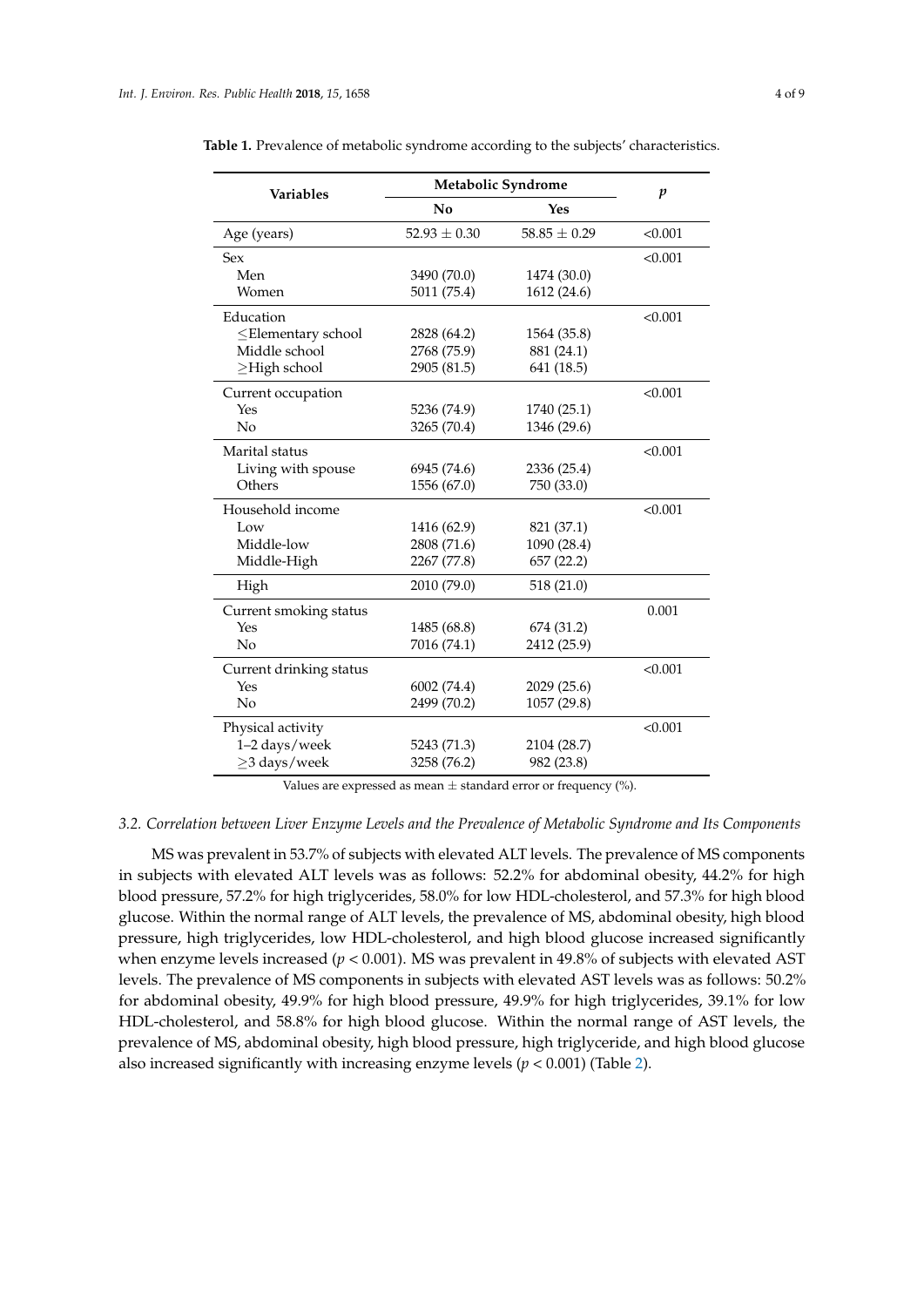**Table 1.** Prevalence of metabolic syndrome according to the subjects' characteristics.

| Variables | Metabolic Syndrome | | $p$ |
|---|---|---|---|
| | No | Yes | |
| Age (years) | 52.93 ± 0.30 | 58.85 ± 0.29 | <0.001 |
| Sex | | | <0.001 |
| Men | 3490 (70.0) | 1474 (30.0) | |
| Women | 5011 (75.4) | 1612 (24.6) | |
| Education | | | <0.001 |
| ≤Elementary school | 2828 (64.2) | 1564 (35.8) | |
| Middle school | 2768 (75.9) | 881 (24.1) | |
| ≥High school | 2905 (81.5) | 641 (18.5) | |
| Current occupation | | | <0.001 |
| Yes | 5236 (74.9) | 1740 (25.1) | |
| No | 3265 (70.4) | 1346 (29.6) | |
| Marital status | | | <0.001 |
| Living with spouse | 6945 (74.6) | 2336 (25.4) | |
| Others | 1556 (67.0) | 750 (33.0) | |
| Household income | | | <0.001 |
| Low | 1416 (62.9) | 821 (37.1) | |
| Middle-low | 2808 (71.6) | 1090 (28.4) | |
| Middle-High | 2267 (77.8) | 657 (22.2) | |
| High | 2010 (79.0) | 518 (21.0) | |
| Current smoking status | | | 0.001 |
| Yes | 1485 (68.8) | 674 (31.2) | |
| No | 7016 (74.1) | 2412 (25.9) | |
| Current drinking status | | | <0.001 |
| Yes | 6002 (74.4) | 2029 (25.6) | |
| No | 2499 (70.2) | 1057 (29.8) | |
| Physical activity | | | <0.001 |
| 1–2 days/week | 5243 (71.3) | 2104 (28.7) | |
| ≥3 days/week | 3258 (76.2) | 982 (23.8) | |

Values are expressed as mean ± standard error or frequency (%).

### *3.2. Correlation between Liver Enzyme Levels and the Prevalence of Metabolic Syndrome and Its Components*

MS was prevalent in 53.7% of subjects with elevated ALT levels. The prevalence of MS components in subjects with elevated ALT levels was as follows: 52.2% for abdominal obesity, 44.2% for high blood pressure, 57.2% for high triglycerides, 58.0% for low HDL-cholesterol, and 57.3% for high blood glucose. Within the normal range of ALT levels, the prevalence of MS, abdominal obesity, high blood pressure, high triglycerides, low HDL-cholesterol, and high blood glucose increased significantly when enzyme levels increased ($p < 0.001$). MS was prevalent in 49.8% of subjects with elevated AST levels. The prevalence of MS components in subjects with elevated AST levels was as follows: 50.2% for abdominal obesity, 49.9% for high blood pressure, 49.9% for high triglycerides, 39.1% for low HDL-cholesterol, and 58.8% for high blood glucose. Within the normal range of AST levels, the prevalence of MS, abdominal obesity, high blood pressure, high triglyceride, and high blood glucose also increased significantly with increasing enzyme levels ($p < 0.001$) (Table 2).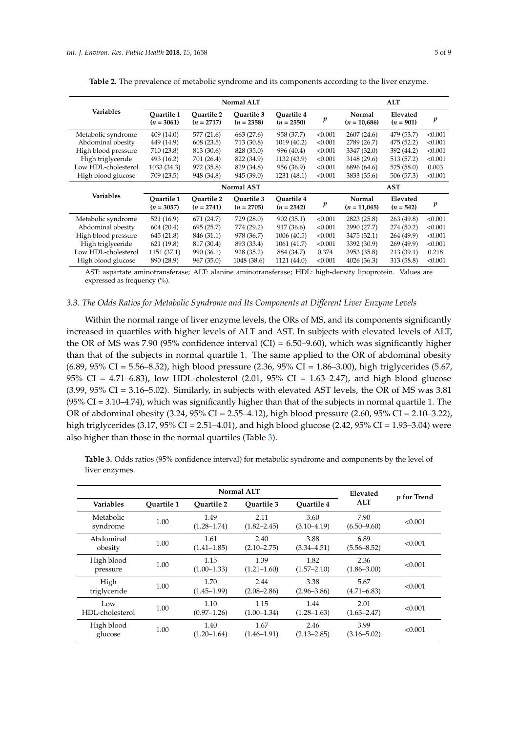**Table 2.** The prevalence of metabolic syndrome and its components according to the liver enzyme.

| Variables | Normal ALT | | | | | ALT | | |
|---|---|---|---|---|---|---|---|---|
| | Quartile 1 ($n$ = 3061) | Quartile 2 ($n$ = 2717) | Quartile 3 ($n$ = 2358) | Quartile 4 ($n$ = 2550) | $p$ | Normal ($n$ = 10,686) | Elevated ($n$ = 901) | $p$ |
| Metabolic syndrome | 409 (14.0) | 577 (21.6) | 663 (27.6) | 958 (37.7) | <0.001 | 2607 (24.6) | 479 (53.7) | <0.001 |
| Abdominal obesity | 449 (14.9) | 608 (23.5) | 713 (30.8) | 1019 (40.2) | <0.001 | 2789 (26.7) | 475 (52.2) | <0.001 |
| High blood pressure | 710 (23.8) | 813 (30.6) | 828 (35.0) | 996 (40.4) | <0.001 | 3347 (32.0) | 392 (44.2) | <0.001 |
| High triglyceride | 493 (16.2) | 701 (26.4) | 822 (34.9) | 1132 (43.9) | <0.001 | 3148 (29.6) | 513 (57.2) | <0.001 |
| Low HDL-cholesterol | 1033 (34.3) | 972 (35.8) | 829 (34.8) | 956 (36.9) | <0.001 | 6896 (64.6) | 525 (58.0) | 0.003 |
| High blood glucose | 709 (23.5) | 948 (34.8) | 945 (39.0) | 1231 (48.1) | <0.001 | 3833 (35.6) | 506 (57.3) | <0.001 |
| **Variables** | **Normal AST** | | | | | **AST** | | |
| | Quartile 1 ($n$ = 3057) | Quartile 2 ($n$ = 2741) | Quartile 3 ($n$ = 2705) | Quartile 4 ($n$ = 2542) | $p$ | Normal ($n$ = 11,045) | Elevated ($n$ = 542) | $p$ |
| Metabolic syndrome | 521 (16.9) | 671 (24.7) | 729 (28.0) | 902 (35.1) | <0.001 | 2823 (25.8) | 263 (49.8) | <0.001 |
| Abdominal obesity | 604 (20.4) | 695 (25.7) | 774 (29.2) | 917 (36.6) | <0.001 | 2990 (27.7) | 274 (50.2) | <0.001 |
| High blood pressure | 645 (21.8) | 846 (31.1) | 978 (36.7) | 1006 (40.5) | <0.001 | 3475 (32.1) | 264 (49.9) | <0.001 |
| High triglyceride | 621 (19.8) | 817 (30.4) | 893 (33.4) | 1061 (41.7) | <0.001 | 3392 (30.9) | 269 (49.9) | <0.001 |
| Low HDL-cholesterol | 1151 (37.1) | 990 (36.1) | 928 (35.2) | 884 (34.7) | 0.374 | 3953 (35.8) | 213 (39.1) | 0.218 |
| High blood glucose | 890 (28.9) | 967 (35.0) | 1048 (38.6) | 1121 (44.0) | <0.001 | 4026 (36.3) | 313 (58.8) | <0.001 |

AST: aspartate aminotransferase; ALT: alanine aminotransferase; HDL: high-density lipoprotein. Values are expressed as frequency (%).

### 3.3. The Odds Ratios for Metabolic Syndrome and Its Components at Different Liver Enzyme Levels

Within the normal range of liver enzyme levels, the ORs of MS, and its components significantly increased in quartiles with higher levels of ALT and AST. In subjects with elevated levels of ALT, the OR of MS was 7.90 (95% confidence interval (CI) = 6.50–9.60), which was significantly higher than that of the subjects in normal quartile 1. The same applied to the OR of abdominal obesity (6.89, 95% CI = 5.56–8.52), high blood pressure (2.36, 95% CI = 1.86–3.00), high triglycerides (5.67, 95% CI = 4.71–6.83), low HDL-cholesterol (2.01, 95% CI = 1.63–2.47), and high blood glucose (3.99, 95% CI = 3.16–5.02). Similarly, in subjects with elevated AST levels, the OR of MS was 3.81 (95% CI = 3.10–4.74), which was significantly higher than that of the subjects in normal quartile 1. The OR of abdominal obesity (3.24, 95% CI = 2.55–4.12), high blood pressure (2.60, 95% CI = 2.10–3.22), high triglycerides (3.17, 95% CI = 2.51–4.01), and high blood glucose (2.42, 95% CI = 1.93–3.04) were also higher than those in the normal quartiles (Table 3).

**Table 3.** Odds ratios (95% confidence interval) for metabolic syndrome and components by the level of liver enzymes.

| Variables | Normal ALT | | | | Elevated ALT | $p$ for Trend |
|---|---|---|---|---|---|---|
| | Quartile 1 | Quartile 2 | Quartile 3 | Quartile 4 | | |
| Metabolic syndrome | 1.00 | 1.49 (1.28–1.74) | 2.11 (1.82–2.45) | 3.60 (3.10–4.19) | 7.90 (6.50–9.60) | <0.001 |
| Abdominal obesity | 1.00 | 1.61 (1.41–1.85) | 2.40 (2.10–2.75) | 3.88 (3.34–4.51) | 6.89 (5.56–8.52) | <0.001 |
| High blood pressure | 1.00 | 1.15 (1.00–1.33) | 1.39 (1.21–1.60) | 1.82 (1.57–2.10) | 2.36 (1.86–3.00) | <0.001 |
| High triglyceride | 1.00 | 1.70 (1.45–1.99) | 2.44 (2.08–2.86) | 3.38 (2.96–3.86) | 5.67 (4.71–6.83) | <0.001 |
| Low HDL-cholesterol | 1.00 | 1.10 (0.97–1.26) | 1.15 (1.00–1.34) | 1.44 (1.28–1.63) | 2.01 (1.63–2.47) | <0.001 |
| High blood glucose | 1.00 | 1.40 (1.20–1.64) | 1.67 (1.46–1.91) | 2.46 (2.13–2.85) | 3.99 (3.16–5.02) | <0.001 |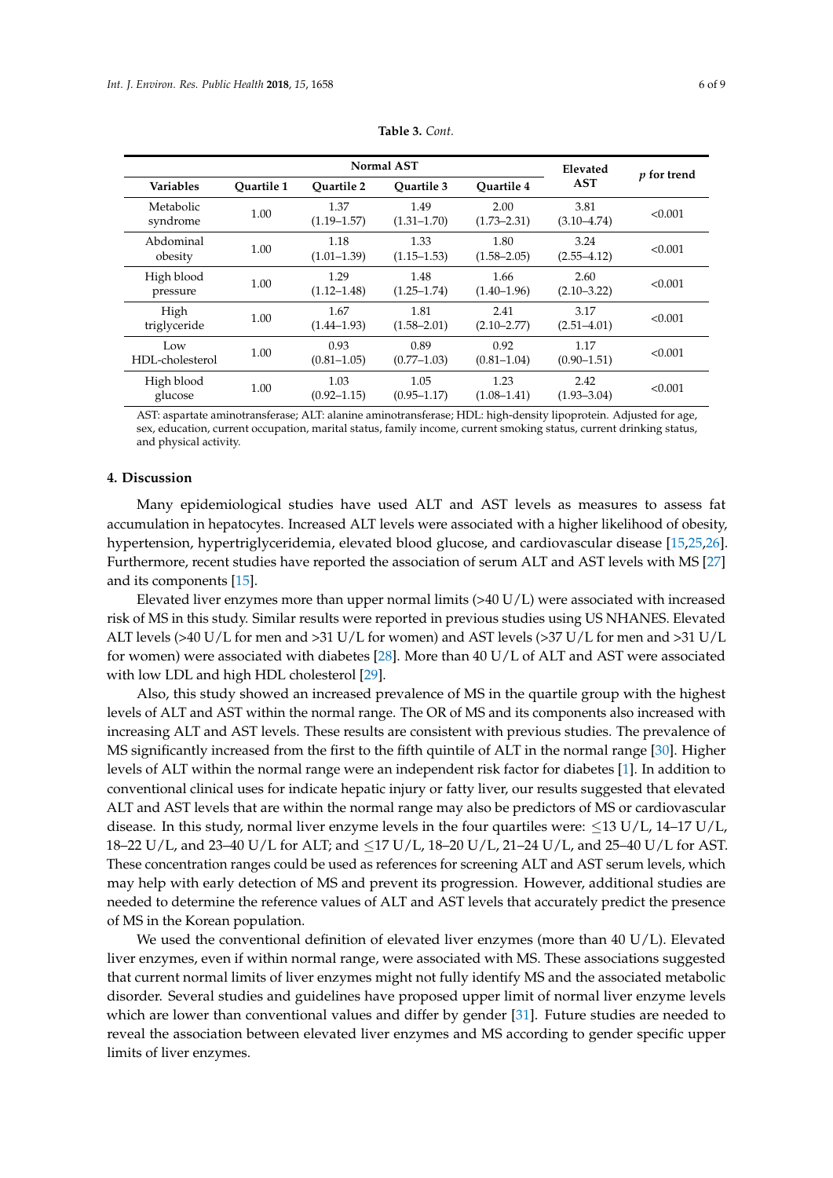**Table 3.** *Cont.*

| Variables | Normal AST | | | | Elevated AST | *p* for trend |
|---|---|---|---|---|---|---|
| | Quartile 1 | Quartile 2 | Quartile 3 | Quartile 4 | | |
| Metabolic syndrome | 1.00 | 1.37 (1.19–1.57) | 1.49 (1.31–1.70) | 2.00 (1.73–2.31) | 3.81 (3.10–4.74) | <0.001 |
| Abdominal obesity | 1.00 | 1.18 (1.01–1.39) | 1.33 (1.15–1.53) | 1.80 (1.58–2.05) | 3.24 (2.55–4.12) | <0.001 |
| High blood pressure | 1.00 | 1.29 (1.12–1.48) | 1.48 (1.25–1.74) | 1.66 (1.40–1.96) | 2.60 (2.10–3.22) | <0.001 |
| High triglyceride | 1.00 | 1.67 (1.44–1.93) | 1.81 (1.58–2.01) | 2.41 (2.10–2.77) | 3.17 (2.51–4.01) | <0.001 |
| Low HDL-cholesterol | 1.00 | 0.93 (0.81–1.05) | 0.89 (0.77–1.03) | 0.92 (0.81–1.04) | 1.17 (0.90–1.51) | <0.001 |
| High blood glucose | 1.00 | 1.03 (0.92–1.15) | 1.05 (0.95–1.17) | 1.23 (1.08–1.41) | 2.42 (1.93–3.04) | <0.001 |

AST: aspartate aminotransferase; ALT: alanine aminotransferase; HDL: high-density lipoprotein. Adjusted for age, sex, education, current occupation, marital status, family income, current smoking status, current drinking status, and physical activity.

## 4. Discussion

Many epidemiological studies have used ALT and AST levels as measures to assess fat accumulation in hepatocytes. Increased ALT levels were associated with a higher likelihood of obesity, hypertension, hypertriglyceridemia, elevated blood glucose, and cardiovascular disease [15,25,26]. Furthermore, recent studies have reported the association of serum ALT and AST levels with MS [27] and its components [15].

Elevated liver enzymes more than upper normal limits (>40 U/L) were associated with increased risk of MS in this study. Similar results were reported in previous studies using US NHANES. Elevated ALT levels (>40 U/L for men and >31 U/L for women) and AST levels (>37 U/L for men and >31 U/L for women) were associated with diabetes [28]. More than 40 U/L of ALT and AST were associated with low LDL and high HDL cholesterol [29].

Also, this study showed an increased prevalence of MS in the quartile group with the highest levels of ALT and AST within the normal range. The OR of MS and its components also increased with increasing ALT and AST levels. These results are consistent with previous studies. The prevalence of MS significantly increased from the first to the fifth quintile of ALT in the normal range [30]. Higher levels of ALT within the normal range were an independent risk factor for diabetes [1]. In addition to conventional clinical uses for indicate hepatic injury or fatty liver, our results suggested that elevated ALT and AST levels that are within the normal range may also be predictors of MS or cardiovascular disease. In this study, normal liver enzyme levels in the four quartiles were: ≤13 U/L, 14–17 U/L, 18–22 U/L, and 23–40 U/L for ALT; and ≤17 U/L, 18–20 U/L, 21–24 U/L, and 25–40 U/L for AST. These concentration ranges could be used as references for screening ALT and AST serum levels, which may help with early detection of MS and prevent its progression. However, additional studies are needed to determine the reference values of ALT and AST levels that accurately predict the presence of MS in the Korean population.

We used the conventional definition of elevated liver enzymes (more than 40 U/L). Elevated liver enzymes, even if within normal range, were associated with MS. These associations suggested that current normal limits of liver enzymes might not fully identify MS and the associated metabolic disorder. Several studies and guidelines have proposed upper limit of normal liver enzyme levels which are lower than conventional values and differ by gender [31]. Future studies are needed to reveal the association between elevated liver enzymes and MS according to gender specific upper limits of liver enzymes.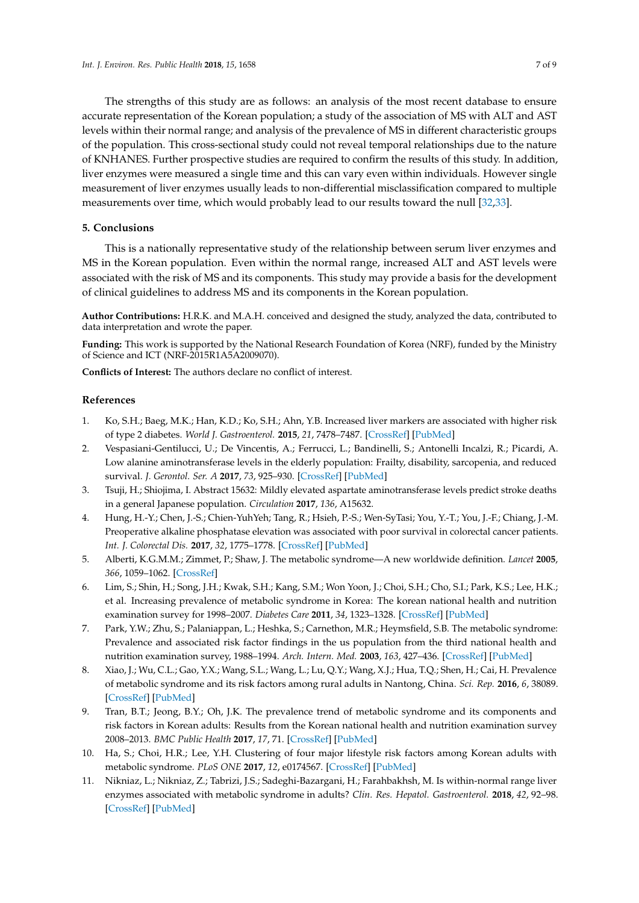The strengths of this study are as follows: an analysis of the most recent database to ensure accurate representation of the Korean population; a study of the association of MS with ALT and AST levels within their normal range; and analysis of the prevalence of MS in different characteristic groups of the population. This cross-sectional study could not reveal temporal relationships due to the nature of KNHANES. Further prospective studies are required to confirm the results of this study. In addition, liver enzymes were measured a single time and this can vary even within individuals. However single measurement of liver enzymes usually leads to non-differential misclassification compared to multiple measurements over time, which would probably lead to our results toward the null [32,33].

## 5. Conclusions

This is a nationally representative study of the relationship between serum liver enzymes and MS in the Korean population. Even within the normal range, increased ALT and AST levels were associated with the risk of MS and its components. This study may provide a basis for the development of clinical guidelines to address MS and its components in the Korean population.

**Author Contributions:** H.R.K. and M.A.H. conceived and designed the study, analyzed the data, contributed to data interpretation and wrote the paper.

**Funding:** This work is supported by the National Research Foundation of Korea (NRF), funded by the Ministry of Science and ICT (NRF-2015R1A5A2009070).

**Conflicts of Interest:** The authors declare no conflict of interest.

## References

1. Ko, S.H.; Baeg, M.K.; Han, K.D.; Ko, S.H.; Ahn, Y.B. Increased liver markers are associated with higher risk of type 2 diabetes. *World J. Gastroenterol.* **2015**, *21*, 7478–7487. [CrossRef] [PubMed]
2. Vespasiani-Gentilucci, U.; De Vincentis, A.; Ferrucci, L.; Bandinelli, S.; Antonelli Incalzi, R.; Picardi, A. Low alanine aminotransferase levels in the elderly population: Frailty, disability, sarcopenia, and reduced survival. *J. Gerontol. Ser. A* **2017**, *73*, 925–930. [CrossRef] [PubMed]
3. Tsuji, H.; Shiojima, I. Abstract 15632: Mildly elevated aspartate aminotransferase levels predict stroke deaths in a general Japanese population. *Circulation* **2017**, *136*, A15632.
4. Hung, H.-Y.; Chen, J.-S.; Chien-YuhYeh; Tang, R.; Hsieh, P.-S.; Wen-SyTasi; You, Y.-T.; You, J.-F.; Chiang, J.-M. Preoperative alkaline phosphatase elevation was associated with poor survival in colorectal cancer patients. *Int. J. Colorectal Dis.* **2017**, *32*, 1775–1778. [CrossRef] [PubMed]
5. Alberti, K.G.M.M.; Zimmet, P.; Shaw, J. The metabolic syndrome—A new worldwide definition. *Lancet* **2005**, *366*, 1059–1062. [CrossRef]
6. Lim, S.; Shin, H.; Song, J.H.; Kwak, S.H.; Kang, S.M.; Won Yoon, J.; Choi, S.H.; Cho, S.I.; Park, K.S.; Lee, H.K.; et al. Increasing prevalence of metabolic syndrome in Korea: The korean national health and nutrition examination survey for 1998–2007. *Diabetes Care* **2011**, *34*, 1323–1328. [CrossRef] [PubMed]
7. Park, Y.W.; Zhu, S.; Palaniappan, L.; Heshka, S.; Carnethon, M.R.; Heymsfield, S.B. The metabolic syndrome: Prevalence and associated risk factor findings in the us population from the third national health and nutrition examination survey, 1988–1994. *Arch. Intern. Med.* **2003**, *163*, 427–436. [CrossRef] [PubMed]
8. Xiao, J.; Wu, C.L.; Gao, Y.X.; Wang, S.L.; Wang, L.; Lu, Q.Y.; Wang, X.J.; Hua, T.Q.; Shen, H.; Cai, H. Prevalence of metabolic syndrome and its risk factors among rural adults in Nantong, China. *Sci. Rep.* **2016**, *6*, 38089. [CrossRef] [PubMed]
9. Tran, B.T.; Jeong, B.Y.; Oh, J.K. The prevalence trend of metabolic syndrome and its components and risk factors in Korean adults: Results from the Korean national health and nutrition examination survey 2008–2013. *BMC Public Health* **2017**, *17*, 71. [CrossRef] [PubMed]
10. Ha, S.; Choi, H.R.; Lee, Y.H. Clustering of four major lifestyle risk factors among Korean adults with metabolic syndrome. *PLoS ONE* **2017**, *12*, e0174567. [CrossRef] [PubMed]
11. Nikniaz, L.; Nikniaz, Z.; Tabrizi, J.S.; Sadeghi-Bazargani, H.; Farahbakhsh, M. Is within-normal range liver enzymes associated with metabolic syndrome in adults? *Clin. Res. Hepatol. Gastroenterol.* **2018**, *42*, 92–98. [CrossRef] [PubMed]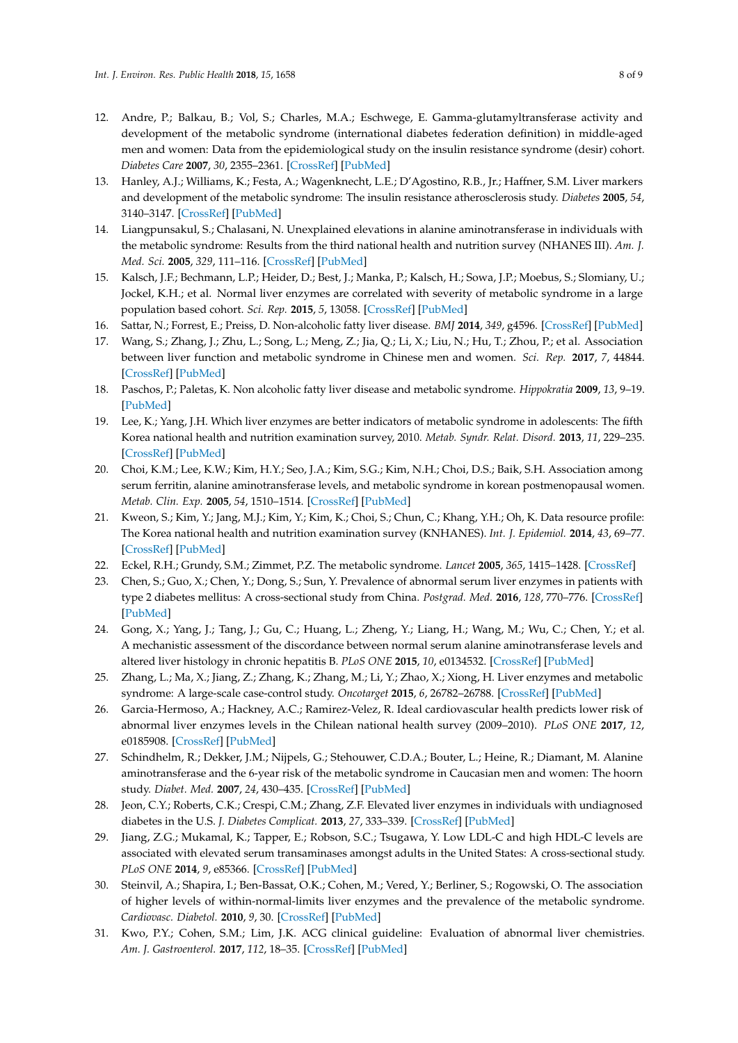12. Andre, P.; Balkau, B.; Vol, S.; Charles, M.A.; Eschwege, E. Gamma-glutamyltransferase activity and development of the metabolic syndrome (international diabetes federation definition) in middle-aged men and women: Data from the epidemiological study on the insulin resistance syndrome (desir) cohort. *Diabetes Care* **2007**, *30*, 2355–2361. [CrossRef] [PubMed]
13. Hanley, A.J.; Williams, K.; Festa, A.; Wagenknecht, L.E.; D'Agostino, R.B., Jr.; Haffner, S.M. Liver markers and development of the metabolic syndrome: The insulin resistance atherosclerosis study. *Diabetes* **2005**, *54*, 3140–3147. [CrossRef] [PubMed]
14. Liangpunsakul, S.; Chalasani, N. Unexplained elevations in alanine aminotransferase in individuals with the metabolic syndrome: Results from the third national health and nutrition survey (NHANES III). *Am. J. Med. Sci.* **2005**, *329*, 111–116. [CrossRef] [PubMed]
15. Kalsch, J.F.; Bechmann, L.P.; Heider, D.; Best, J.; Manka, P.; Kalsch, H.; Sowa, J.P.; Moebus, S.; Slomiany, U.; Jockel, K.H.; et al. Normal liver enzymes are correlated with severity of metabolic syndrome in a large population based cohort. *Sci. Rep.* **2015**, *5*, 13058. [CrossRef] [PubMed]
16. Sattar, N.; Forrest, E.; Preiss, D. Non-alcoholic fatty liver disease. *BMJ* **2014**, *349*, g4596. [CrossRef] [PubMed]
17. Wang, S.; Zhang, J.; Zhu, L.; Song, L.; Meng, Z.; Jia, Q.; Li, X.; Liu, N.; Hu, T.; Zhou, P.; et al. Association between liver function and metabolic syndrome in Chinese men and women. *Sci. Rep.* **2017**, *7*, 44844. [CrossRef] [PubMed]
18. Paschos, P.; Paletas, K. Non alcoholic fatty liver disease and metabolic syndrome. *Hippokratia* **2009**, *13*, 9–19. [PubMed]
19. Lee, K.; Yang, J.H. Which liver enzymes are better indicators of metabolic syndrome in adolescents: The fifth Korea national health and nutrition examination survey, 2010. *Metab. Syndr. Relat. Disord.* **2013**, *11*, 229–235. [CrossRef] [PubMed]
20. Choi, K.M.; Lee, K.W.; Kim, H.Y.; Seo, J.A.; Kim, S.G.; Kim, N.H.; Choi, D.S.; Baik, S.H. Association among serum ferritin, alanine aminotransferase levels, and metabolic syndrome in korean postmenopausal women. *Metab. Clin. Exp.* **2005**, *54*, 1510–1514. [CrossRef] [PubMed]
21. Kweon, S.; Kim, Y.; Jang, M.J.; Kim, Y.; Kim, K.; Choi, S.; Chun, C.; Khang, Y.H.; Oh, K. Data resource profile: The Korea national health and nutrition examination survey (KNHANES). *Int. J. Epidemiol.* **2014**, *43*, 69–77. [CrossRef] [PubMed]
22. Eckel, R.H.; Grundy, S.M.; Zimmet, P.Z. The metabolic syndrome. *Lancet* **2005**, *365*, 1415–1428. [CrossRef]
23. Chen, S.; Guo, X.; Chen, Y.; Dong, S.; Sun, Y. Prevalence of abnormal serum liver enzymes in patients with type 2 diabetes mellitus: A cross-sectional study from China. *Postgrad. Med.* **2016**, *128*, 770–776. [CrossRef] [PubMed]
24. Gong, X.; Yang, J.; Tang, J.; Gu, C.; Huang, L.; Zheng, Y.; Liang, H.; Wang, M.; Wu, C.; Chen, Y.; et al. A mechanistic assessment of the discordance between normal serum alanine aminotransferase levels and altered liver histology in chronic hepatitis B. *PLoS ONE* **2015**, *10*, e0134532. [CrossRef] [PubMed]
25. Zhang, L.; Ma, X.; Jiang, Z.; Zhang, K.; Zhang, M.; Li, Y.; Zhao, X.; Xiong, H. Liver enzymes and metabolic syndrome: A large-scale case-control study. *Oncotarget* **2015**, *6*, 26782–26788. [CrossRef] [PubMed]
26. Garcia-Hermoso, A.; Hackney, A.C.; Ramirez-Velez, R. Ideal cardiovascular health predicts lower risk of abnormal liver enzymes levels in the Chilean national health survey (2009–2010). *PLoS ONE* **2017**, *12*, e0185908. [CrossRef] [PubMed]
27. Schindhelm, R.; Dekker, J.M.; Nijpels, G.; Stehouwer, C.D.A.; Bouter, L.; Heine, R.; Diamant, M. Alanine aminotransferase and the 6-year risk of the metabolic syndrome in Caucasian men and women: The hoorn study. *Diabet. Med.* **2007**, *24*, 430–435. [CrossRef] [PubMed]
28. Jeon, C.Y.; Roberts, C.K.; Crespi, C.M.; Zhang, Z.F. Elevated liver enzymes in individuals with undiagnosed diabetes in the U.S. *J. Diabetes Complicat.* **2013**, *27*, 333–339. [CrossRef] [PubMed]
29. Jiang, Z.G.; Mukamal, K.; Tapper, E.; Robson, S.C.; Tsugawa, Y. Low LDL-C and high HDL-C levels are associated with elevated serum transaminases amongst adults in the United States: A cross-sectional study. *PLoS ONE* **2014**, *9*, e85366. [CrossRef] [PubMed]
30. Steinvil, A.; Shapira, I.; Ben-Bassat, O.K.; Cohen, M.; Vered, Y.; Berliner, S.; Rogowski, O. The association of higher levels of within-normal-limits liver enzymes and the prevalence of the metabolic syndrome. *Cardiovasc. Diabetol.* **2010**, *9*, 30. [CrossRef] [PubMed]
31. Kwo, P.Y.; Cohen, S.M.; Lim, J.K. ACG clinical guideline: Evaluation of abnormal liver chemistries. *Am. J. Gastroenterol.* **2017**, *112*, 18–35. [CrossRef] [PubMed]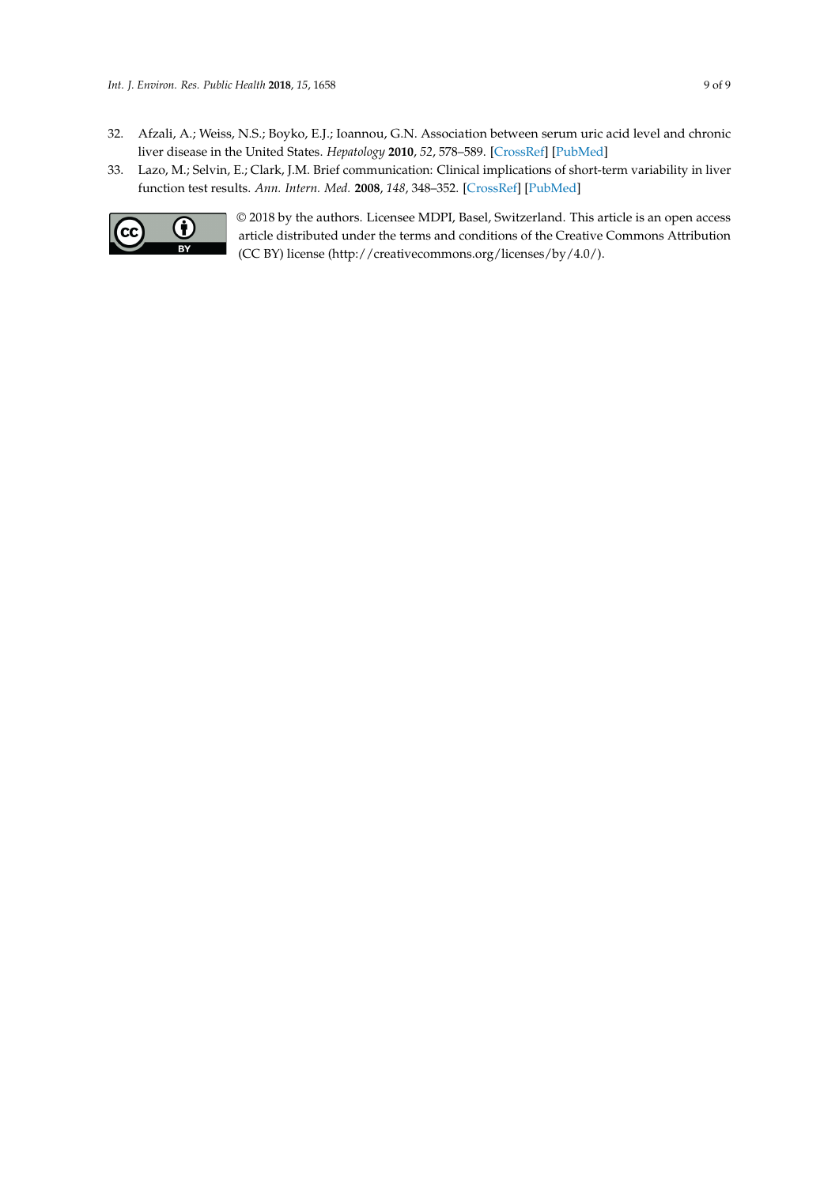32. Afzali, A.; Weiss, N.S.; Boyko, E.J.; Ioannou, G.N. Association between serum uric acid level and chronic liver disease in the United States. *Hepatology* **2010**, *52*, 578–589. [CrossRef] [PubMed]
33. Lazo, M.; Selvin, E.; Clark, J.M. Brief communication: Clinical implications of short-term variability in liver function test results. *Ann. Intern. Med.* **2008**, *148*, 348–352. [CrossRef] [PubMed]

© 2018 by the authors. Licensee MDPI, Basel, Switzerland. This article is an open access article distributed under the terms and conditions of the Creative Commons Attribution (CC BY) license (http://creativecommons.org/licenses/by/4.0/).